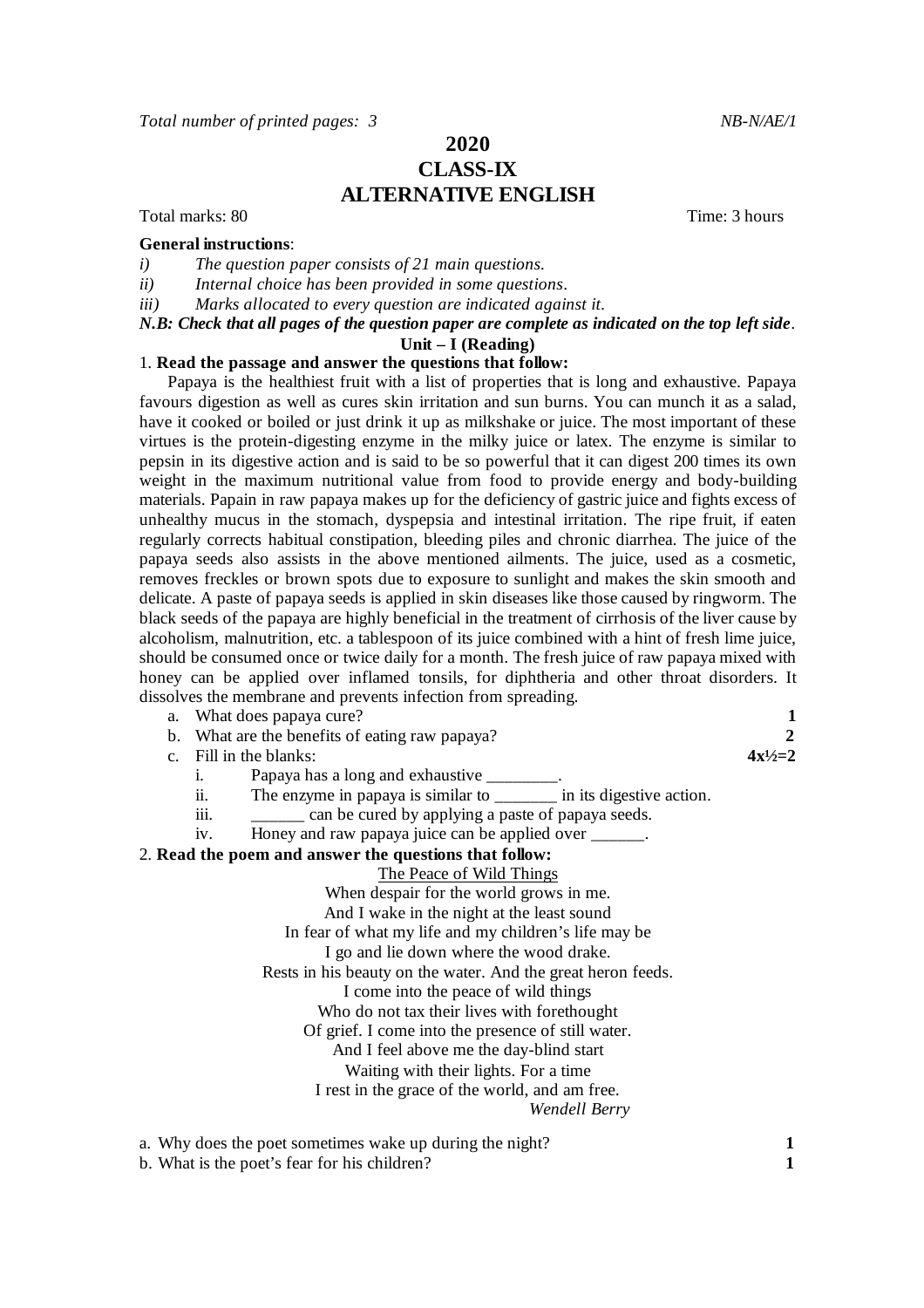*Total number of printed pages: 3* *NB-N/AE/1*

# 2020
# CLASS-IX
# ALTERNATIVE ENGLISH

Total marks: 80 Time: 3 hours

**General instructions**:

*i) The question paper consists of 21 main questions.*

*ii) Internal choice has been provided in some questions.*

*iii) Marks allocated to every question are indicated against it.*

***N.B: Check that all pages of the question paper are complete as indicated on the top left side*.**

## Unit – I (Reading)

1. **Read the passage and answer the questions that follow:**

Papaya is the healthiest fruit with a list of properties that is long and exhaustive. Papaya favours digestion as well as cures skin irritation and sun burns. You can munch it as a salad, have it cooked or boiled or just drink it up as milkshake or juice. The most important of these virtues is the protein-digesting enzyme in the milky juice or latex. The enzyme is similar to pepsin in its digestive action and is said to be so powerful that it can digest 200 times its own weight in the maximum nutritional value from food to provide energy and body-building materials. Papain in raw papaya makes up for the deficiency of gastric juice and fights excess of unhealthy mucus in the stomach, dyspepsia and intestinal irritation. The ripe fruit, if eaten regularly corrects habitual constipation, bleeding piles and chronic diarrhea. The juice of the papaya seeds also assists in the above mentioned ailments. The juice, used as a cosmetic, removes freckles or brown spots due to exposure to sunlight and makes the skin smooth and delicate. A paste of papaya seeds is applied in skin diseases like those caused by ringworm. The black seeds of the papaya are highly beneficial in the treatment of cirrhosis of the liver cause by alcoholism, malnutrition, etc. a tablespoon of its juice combined with a hint of fresh lime juice, should be consumed once or twice daily for a month. The fresh juice of raw papaya mixed with honey can be applied over inflamed tonsils, for diphtheria and other throat disorders. It dissolves the membrane and prevents infection from spreading.

a. What does papaya cure? **1**

b. What are the benefits of eating raw papaya? **2**

c. Fill in the blanks: **4x½=2**

   i. Papaya has a long and exhaustive ________.

   ii. The enzyme in papaya is similar to _______ in its digestive action.

   iii. ______ can be cured by applying a paste of papaya seeds.

   iv. Honey and raw papaya juice can be applied over ______.

2. **Read the poem and answer the questions that follow:**

<u>The Peace of Wild Things</u>

When despair for the world grows in me.
And I wake in the night at the least sound
In fear of what my life and my children's life may be
I go and lie down where the wood drake.
Rests in his beauty on the water. And the great heron feeds.
I come into the peace of wild things
Who do not tax their lives with forethought
Of grief. I come into the presence of still water.
And I feel above me the day-blind start
Waiting with their lights. For a time
I rest in the grace of the world, and am free.

*Wendell Berry*

a. Why does the poet sometimes wake up during the night? **1**

b. What is the poet's fear for his children? **1**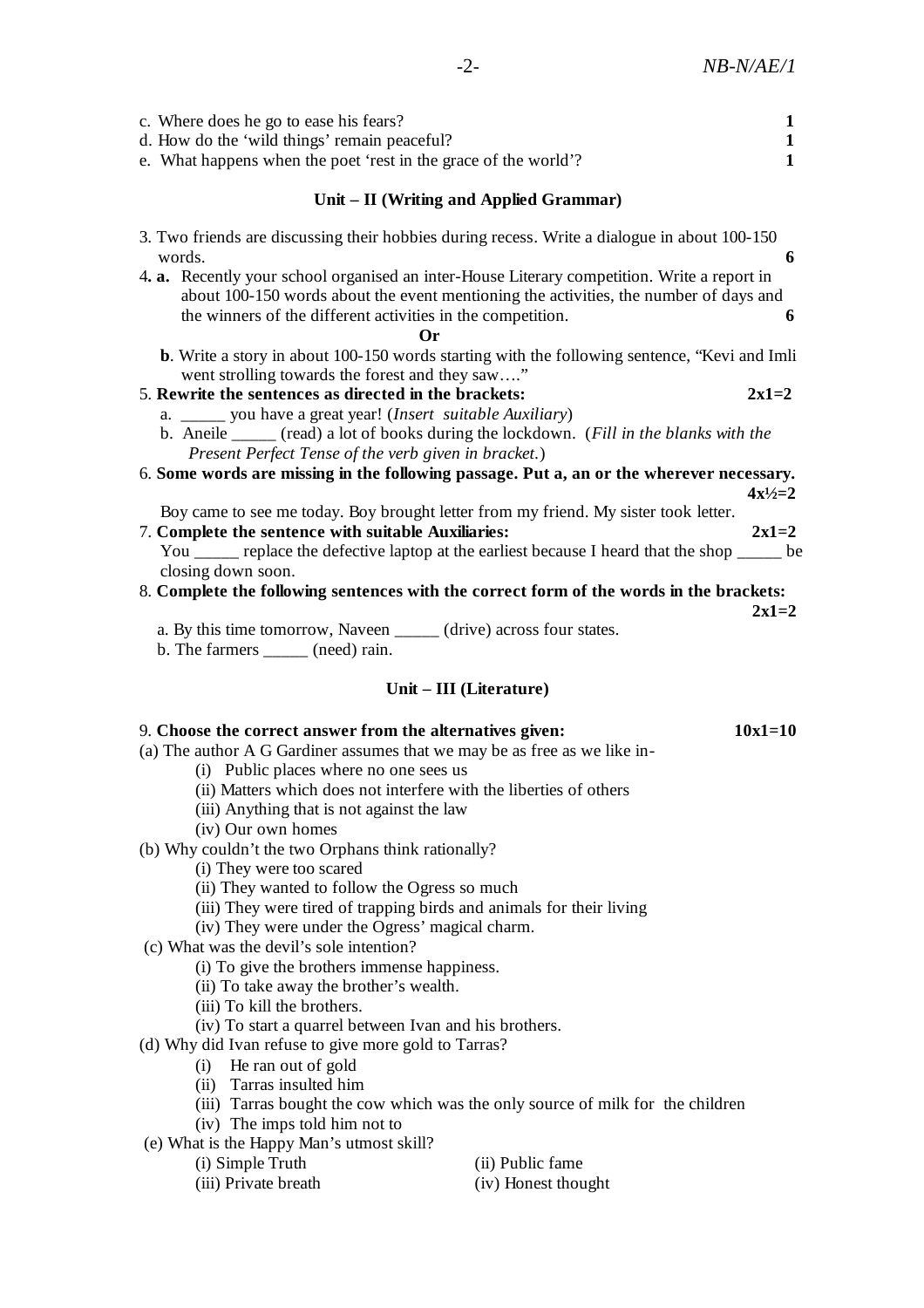c. Where does he go to ease his fears? **1**
d. How do the 'wild things' remain peaceful? **1**
e. What happens when the poet 'rest in the grace of the world'? **1**

## Unit – II (Writing and Applied Grammar)

3. Two friends are discussing their hobbies during recess. Write a dialogue in about 100-150 words. **6**

4. **a.** Recently your school organised an inter-House Literary competition. Write a report in about 100-150 words about the event mentioning the activities, the number of days and the winners of the different activities in the competition. **6**

**Or**

**b**. Write a story in about 100-150 words starting with the following sentence, "Kevi and Imli went strolling towards the forest and they saw…."

5. **Rewrite the sentences as directed in the brackets:** **2x1=2**
   a. _____ you have a great year! (*Insert suitable Auxiliary*)
   b. Aneile _____ (read) a lot of books during the lockdown. (*Fill in the blanks with the Present Perfect Tense of the verb given in bracket.*)

6. **Some words are missing in the following passage. Put a, an or the wherever necessary.** **4x½=2**
   Boy came to see me today. Boy brought letter from my friend. My sister took letter.

7. **Complete the sentence with suitable Auxiliaries:** **2x1=2**
   You _____ replace the defective laptop at the earliest because I heard that the shop _____ be closing down soon.

8. **Complete the following sentences with the correct form of the words in the brackets:** **2x1=2**
   a. By this time tomorrow, Naveen _____ (drive) across four states.
   b. The farmers _____ (need) rain.

## Unit – III (Literature)

9. **Choose the correct answer from the alternatives given:** **10x1=10**

(a) The author A G Gardiner assumes that we may be as free as we like in-
   (i) Public places where no one sees us
   (ii) Matters which does not interfere with the liberties of others
   (iii) Anything that is not against the law
   (iv) Our own homes

(b) Why couldn't the two Orphans think rationally?
   (i) They were too scared
   (ii) They wanted to follow the Ogress so much
   (iii) They were tired of trapping birds and animals for their living
   (iv) They were under the Ogress' magical charm.

(c) What was the devil's sole intention?
   (i) To give the brothers immense happiness.
   (ii) To take away the brother's wealth.
   (iii) To kill the brothers.
   (iv) To start a quarrel between Ivan and his brothers.

(d) Why did Ivan refuse to give more gold to Tarras?
   (i) He ran out of gold
   (ii) Tarras insulted him
   (iii) Tarras bought the cow which was the only source of milk for the children
   (iv) The imps told him not to

(e) What is the Happy Man's utmost skill?
   (i) Simple Truth
   (ii) Public fame
   (iii) Private breath
   (iv) Honest thought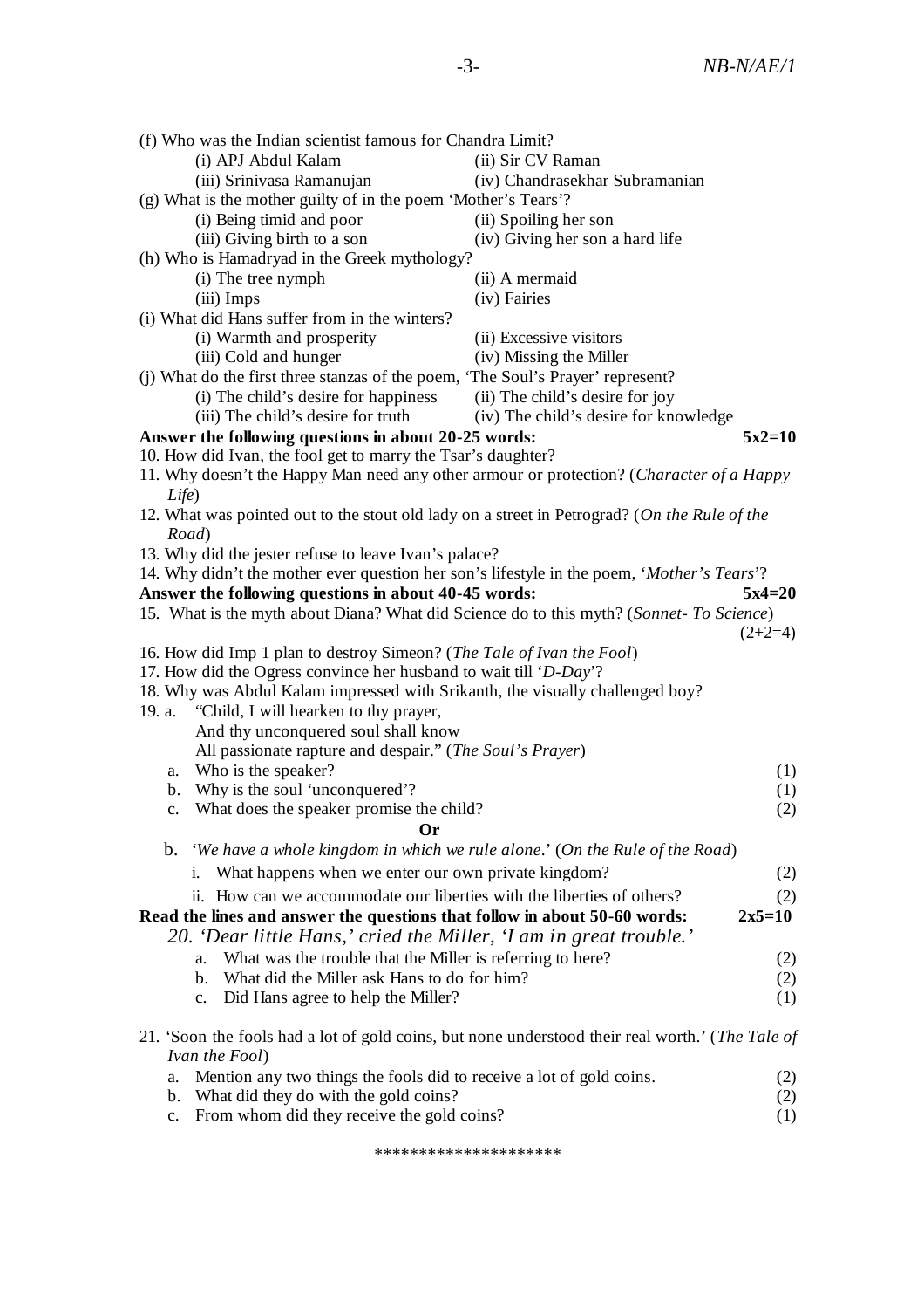(f) Who was the Indian scientist famous for Chandra Limit?

(i) APJ Abdul Kalam (ii) Sir CV Raman
(iii) Srinivasa Ramanujan (iv) Chandrasekhar Subramanian

(g) What is the mother guilty of in the poem 'Mother's Tears'?

(i) Being timid and poor (ii) Spoiling her son
(iii) Giving birth to a son (iv) Giving her son a hard life

(h) Who is Hamadryad in the Greek mythology?

(i) The tree nymph (ii) A mermaid
(iii) Imps (iv) Fairies

(i) What did Hans suffer from in the winters?

(i) Warmth and prosperity (ii) Excessive visitors
(iii) Cold and hunger (iv) Missing the Miller

(j) What do the first three stanzas of the poem, 'The Soul's Prayer' represent?

(i) The child's desire for happiness (ii) The child's desire for joy
(iii) The child's desire for truth (iv) The child's desire for knowledge

**Answer the following questions in about 20-25 words: 5x2=10**

10. How did Ivan, the fool get to marry the Tsar's daughter?
11. Why doesn't the Happy Man need any other armour or protection? (*Character of a Happy Life*)
12. What was pointed out to the stout old lady on a street in Petrograd? (*On the Rule of the Road*)
13. Why did the jester refuse to leave Ivan's palace?
14. Why didn't the mother ever question her son's lifestyle in the poem, '*Mother's Tears*'?

**Answer the following questions in about 40-45 words: 5x4=20**

15. What is the myth about Diana? What did Science do to this myth? (*Sonnet- To Science*) (2+2=4)
16. How did Imp 1 plan to destroy Simeon? (*The Tale of Ivan the Fool*)
17. How did the Ogress convince her husband to wait till '*D-Day*'?
18. Why was Abdul Kalam impressed with Srikanth, the visually challenged boy?
19. a. "Child, I will hearken to thy prayer,
    And thy unconquered soul shall know
    All passionate rapture and despair." (*The Soul's Prayer*)
    a. Who is the speaker? (1)
    b. Why is the soul 'unconquered'? (1)
    c. What does the speaker promise the child? (2)

**Or**

b. '*We have a whole kingdom in which we rule alone*.' (*On the Rule of the Road*)
   i. What happens when we enter our own private kingdom? (2)
   ii. How can we accommodate our liberties with the liberties of others? (2)

**Read the lines and answer the questions that follow in about 50-60 words: 2x5=10**

*20. 'Dear little Hans,' cried the Miller, 'I am in great trouble.'*

a. What was the trouble that the Miller is referring to here? (2)
b. What did the Miller ask Hans to do for him? (2)
c. Did Hans agree to help the Miller? (1)

21. 'Soon the fools had a lot of gold coins, but none understood their real worth.' (*The Tale of Ivan the Fool*)

a. Mention any two things the fools did to receive a lot of gold coins. (2)
b. What did they do with the gold coins? (2)
c. From whom did they receive the gold coins? (1)

********************